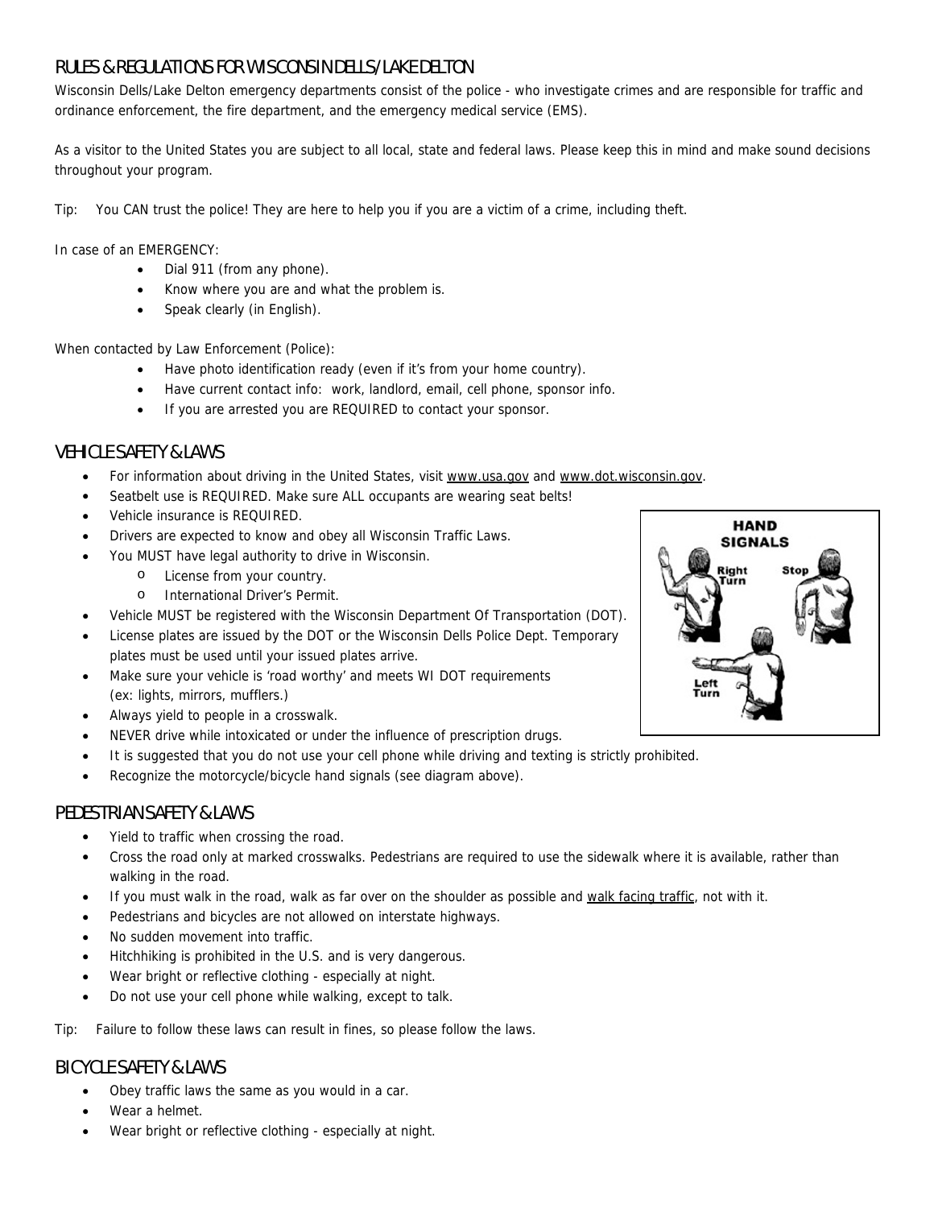## RULES & REGULATIONS FOR WISCONSIN DELLS/LAKE DELTON

Wisconsin Dells/Lake Delton emergency departments consist of the police - who investigate crimes and are responsible for traffic and ordinance enforcement, the fire department, and the emergency medical service (EMS).

As a visitor to the United States you are subject to all local, state and federal laws. Please keep this in mind and make sound decisions throughout your program.

Tip: You CAN trust the police! They are here to help you if you are a victim of a crime, including theft.

In case of an EMERGENCY:

- Dial 911 (from any phone).
- Know where you are and what the problem is.
- Speak clearly (in English).

When contacted by Law Enforcement (Police):

- Have photo identification ready (even if it's from your home country).
- Have current contact info: work, landlord, email, cell phone, sponsor info.
- If you are arrested you are REQUIRED to contact your sponsor.

## VEHICLE SAFETY & LAWS

- For information about driving in the United States, visit www.usa.gov and www.dot.wisconsin.gov.
- Seatbelt use is REQUIRED. Make sure ALL occupants are wearing seat belts!
- Vehicle insurance is REQUIRED.
- Drivers are expected to know and obey all Wisconsin Traffic Laws.
- You MUST have legal authority to drive in Wisconsin.
  - License from your country.
  - International Driver's Permit.
- Vehicle MUST be registered with the Wisconsin Department Of Transportation (DOT).
- License plates are issued by the DOT or the Wisconsin Dells Police Dept. Temporary plates must be used until your issued plates arrive.
- Make sure your vehicle is 'road worthy' and meets WI DOT requirements (ex: lights, mirrors, mufflers.)
- Always yield to people in a crosswalk.
- NEVER drive while intoxicated or under the influence of prescription drugs.
- It is suggested that you do not use your cell phone while driving and texting is strictly prohibited.
- Recognize the motorcycle/bicycle hand signals (see diagram above).

HAND SIGNALS: Right Turn, Stop, Left Turn

## PEDESTRIAN SAFETY & LAWS

- Yield to traffic when crossing the road.
- Cross the road only at marked crosswalks. Pedestrians are required to use the sidewalk where it is available, rather than walking in the road.
- If you must walk in the road, walk as far over on the shoulder as possible and walk facing traffic, not with it.
- Pedestrians and bicycles are not allowed on interstate highways.
- No sudden movement into traffic.
- Hitchhiking is prohibited in the U.S. and is very dangerous.
- Wear bright or reflective clothing - especially at night.
- Do not use your cell phone while walking, except to talk.

Tip: Failure to follow these laws can result in fines, so please follow the laws.

## BICYCLE SAFETY & LAWS

- Obey traffic laws the same as you would in a car.
- Wear a helmet.
- Wear bright or reflective clothing - especially at night.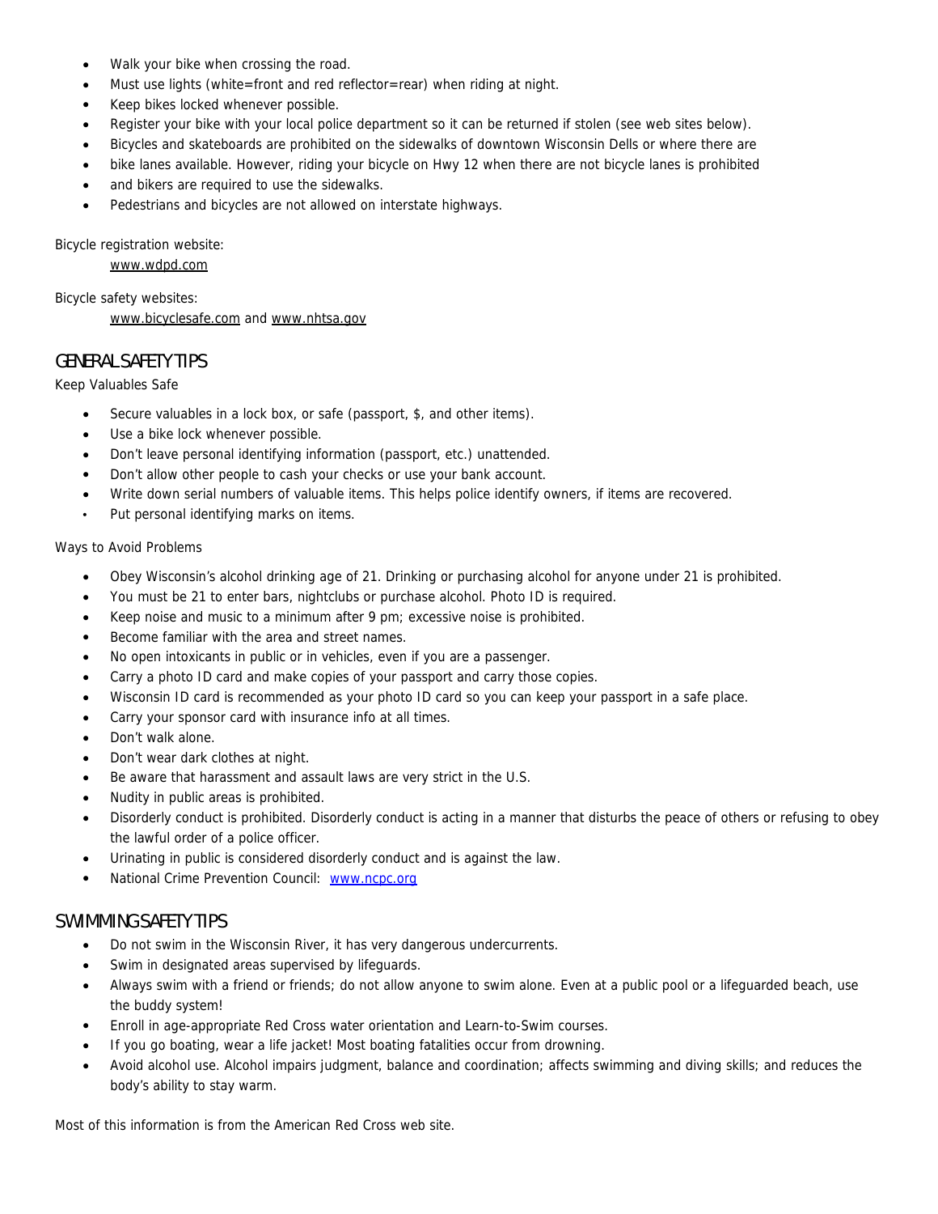- Walk your bike when crossing the road.
- Must use lights (white=front and red reflector=rear) when riding at night.
- Keep bikes locked whenever possible.
- Register your bike with your local police department so it can be returned if stolen (see web sites below).
- Bicycles and skateboards are prohibited on the sidewalks of downtown Wisconsin Dells or where there are
- bike lanes available. However, riding your bicycle on Hwy 12 when there are not bicycle lanes is prohibited
- and bikers are required to use the sidewalks.
- Pedestrians and bicycles are not allowed on interstate highways.

Bicycle registration website:

www.wdpd.com

Bicycle safety websites:

www.bicyclesafe.com and www.nhtsa.gov

## GENERAL SAFETY TIPS

Keep Valuables Safe

- Secure valuables in a lock box, or safe (passport, $, and other items).
- Use a bike lock whenever possible.
- Don't leave personal identifying information (passport, etc.) unattended.
- Don't allow other people to cash your checks or use your bank account.
- Write down serial numbers of valuable items. This helps police identify owners, if items are recovered.
- Put personal identifying marks on items.

Ways to Avoid Problems

- Obey Wisconsin's alcohol drinking age of 21. Drinking or purchasing alcohol for anyone under 21 is prohibited.
- You must be 21 to enter bars, nightclubs or purchase alcohol. Photo ID is required.
- Keep noise and music to a minimum after 9 pm; excessive noise is prohibited.
- Become familiar with the area and street names.
- No open intoxicants in public or in vehicles, even if you are a passenger.
- Carry a photo ID card and make copies of your passport and carry those copies.
- Wisconsin ID card is recommended as your photo ID card so you can keep your passport in a safe place.
- Carry your sponsor card with insurance info at all times.
- Don't walk alone.
- Don't wear dark clothes at night.
- Be aware that harassment and assault laws are very strict in the U.S.
- Nudity in public areas is prohibited.
- Disorderly conduct is prohibited. Disorderly conduct is acting in a manner that disturbs the peace of others or refusing to obey the lawful order of a police officer.
- Urinating in public is considered disorderly conduct and is against the law.
- National Crime Prevention Council: www.ncpc.org

## SWIMMING SAFETY TIPS

- Do not swim in the Wisconsin River, it has very dangerous undercurrents.
- Swim in designated areas supervised by lifeguards.
- Always swim with a friend or friends; do not allow anyone to swim alone. Even at a public pool or a lifeguarded beach, use the buddy system!
- Enroll in age-appropriate Red Cross water orientation and Learn-to-Swim courses.
- If you go boating, wear a life jacket! Most boating fatalities occur from drowning.
- Avoid alcohol use. Alcohol impairs judgment, balance and coordination; affects swimming and diving skills; and reduces the body's ability to stay warm.

Most of this information is from the American Red Cross web site.